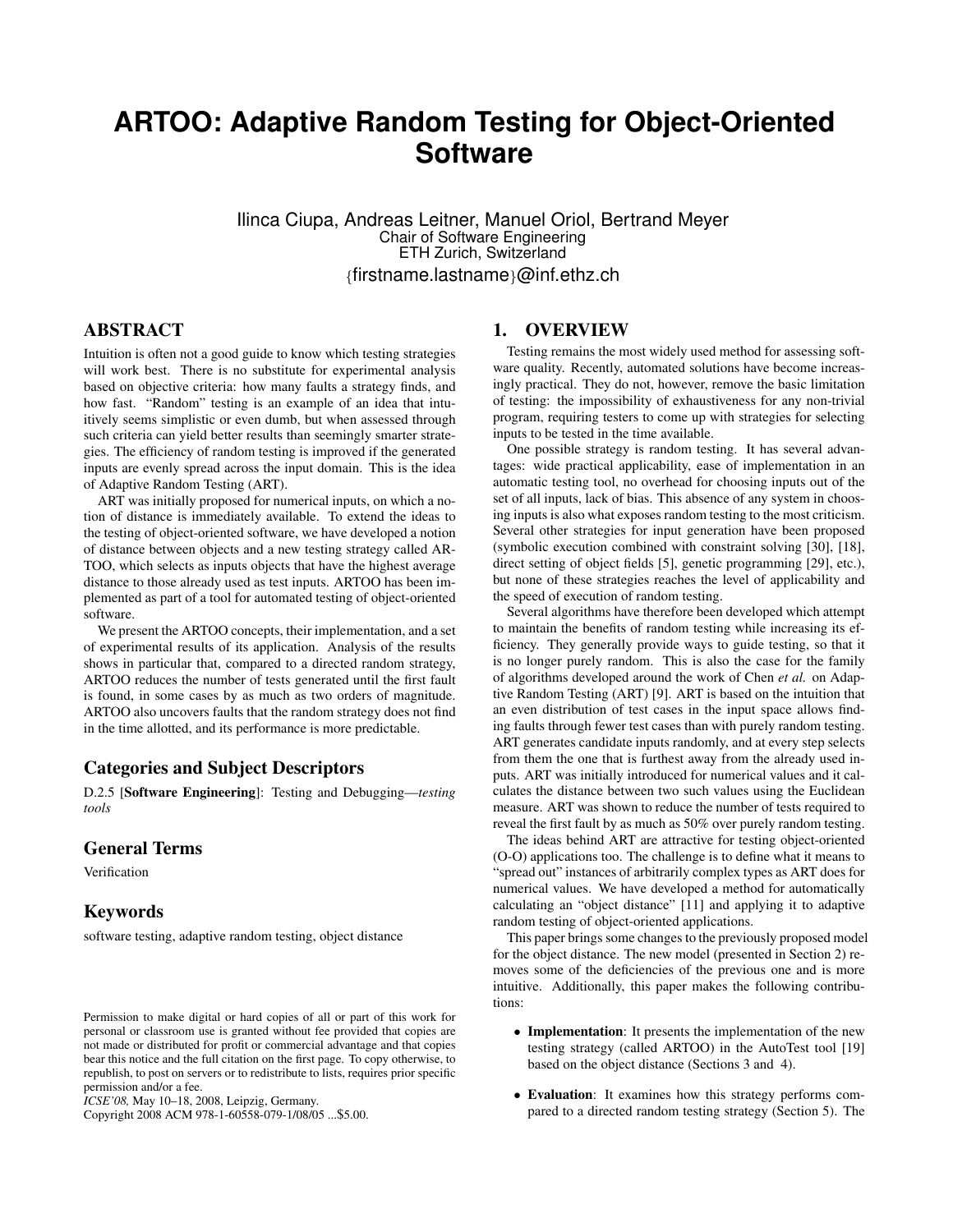# ARTOO: Adaptive Random Testing for Object-Oriented Software

Ilinca Ciupa, Andreas Leitner, Manuel Oriol, Bertrand Meyer
Chair of Software Engineering
ETH Zurich, Switzerland
{firstname.lastname}@inf.ethz.ch

## ABSTRACT

Intuition is often not a good guide to know which testing strategies will work best. There is no substitute for experimental analysis based on objective criteria: how many faults a strategy finds, and how fast. "Random" testing is an example of an idea that intuitively seems simplistic or even dumb, but when assessed through such criteria can yield better results than seemingly smarter strategies. The efficiency of random testing is improved if the generated inputs are evenly spread across the input domain. This is the idea of Adaptive Random Testing (ART).

ART was initially proposed for numerical inputs, on which a notion of distance is immediately available. To extend the ideas to the testing of object-oriented software, we have developed a notion of distance between objects and a new testing strategy called ARTOO, which selects as inputs objects that have the highest average distance to those already used as test inputs. ARTOO has been implemented as part of a tool for automated testing of object-oriented software.

We present the ARTOO concepts, their implementation, and a set of experimental results of its application. Analysis of the results shows in particular that, compared to a directed random strategy, ARTOO reduces the number of tests generated until the first fault is found, in some cases by as much as two orders of magnitude. ARTOO also uncovers faults that the random strategy does not find in the time allotted, and its performance is more predictable.

### Categories and Subject Descriptors

D.2.5 [**Software Engineering**]: Testing and Debugging—*testing tools*

### General Terms

Verification

### Keywords

software testing, adaptive random testing, object distance

Permission to make digital or hard copies of all or part of this work for personal or classroom use is granted without fee provided that copies are not made or distributed for profit or commercial advantage and that copies bear this notice and the full citation on the first page. To copy otherwise, to republish, to post on servers or to redistribute to lists, requires prior specific permission and/or a fee.
*ICSE'08,* May 10–18, 2008, Leipzig, Germany.
Copyright 2008 ACM 978-1-60558-079-1/08/05 ...$5.00.

## 1. OVERVIEW

Testing remains the most widely used method for assessing software quality. Recently, automated solutions have become increasingly practical. They do not, however, remove the basic limitation of testing: the impossibility of exhaustiveness for any non-trivial program, requiring testers to come up with strategies for selecting inputs to be tested in the time available.

One possible strategy is random testing. It has several advantages: wide practical applicability, ease of implementation in an automatic testing tool, no overhead for choosing inputs out of the set of all inputs, lack of bias. This absence of any system in choosing inputs is also what exposes random testing to the most criticism. Several other strategies for input generation have been proposed (symbolic execution combined with constraint solving [30], [18], direct setting of object fields [5], genetic programming [29], etc.), but none of these strategies reaches the level of applicability and the speed of execution of random testing.

Several algorithms have therefore been developed which attempt to maintain the benefits of random testing while increasing its efficiency. They generally provide ways to guide testing, so that it is no longer purely random. This is also the case for the family of algorithms developed around the work of Chen *et al.* on Adaptive Random Testing (ART) [9]. ART is based on the intuition that an even distribution of test cases in the input space allows finding faults through fewer test cases than with purely random testing. ART generates candidate inputs randomly, and at every step selects from them the one that is furthest away from the already used inputs. ART was initially introduced for numerical values and it calculates the distance between two such values using the Euclidean measure. ART was shown to reduce the number of tests required to reveal the first fault by as much as 50% over purely random testing.

The ideas behind ART are attractive for testing object-oriented (O-O) applications too. The challenge is to define what it means to "spread out" instances of arbitrarily complex types as ART does for numerical values. We have developed a method for automatically calculating an "object distance" [11] and applying it to adaptive random testing of object-oriented applications.

This paper brings some changes to the previously proposed model for the object distance. The new model (presented in Section 2) removes some of the deficiencies of the previous one and is more intuitive. Additionally, this paper makes the following contributions:

- **Implementation**: It presents the implementation of the new testing strategy (called ARTOO) in the AutoTest tool [19] based on the object distance (Sections 3 and 4).
- **Evaluation**: It examines how this strategy performs compared to a directed random testing strategy (Section 5). The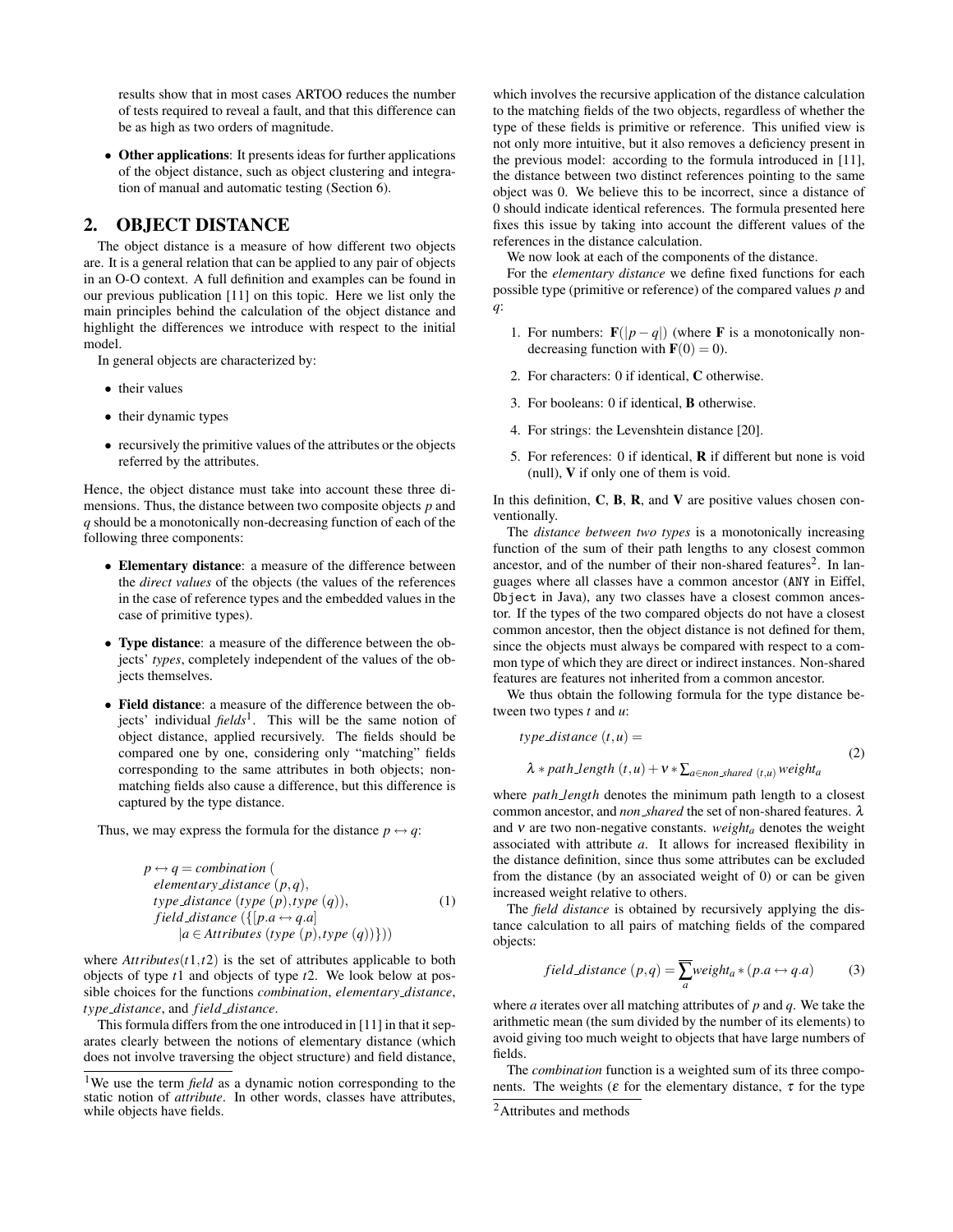results show that in most cases ARTOO reduces the number of tests required to reveal a fault, and that this difference can be as high as two orders of magnitude.

- **Other applications**: It presents ideas for further applications of the object distance, such as object clustering and integration of manual and automatic testing (Section 6).

## 2. OBJECT DISTANCE

The object distance is a measure of how different two objects are. It is a general relation that can be applied to any pair of objects in an O-O context. A full definition and examples can be found in our previous publication [11] on this topic. Here we list only the main principles behind the calculation of the object distance and highlight the differences we introduce with respect to the initial model.

In general objects are characterized by:

- their values
- their dynamic types
- recursively the primitive values of the attributes or the objects referred by the attributes.

Hence, the object distance must take into account these three dimensions. Thus, the distance between two composite objects $p$ and $q$ should be a monotonically non-decreasing function of each of the following three components:

- **Elementary distance**: a measure of the difference between the *direct values* of the objects (the values of the references in the case of reference types and the embedded values in the case of primitive types).
- **Type distance**: a measure of the difference between the objects' *types*, completely independent of the values of the objects themselves.
- **Field distance**: a measure of the difference between the objects' individual *fields*[1]. This will be the same notion of object distance, applied recursively. The fields should be compared one by one, considering only "matching" fields corresponding to the same attributes in both objects; non-matching fields also cause a difference, but this difference is captured by the type distance.

Thus, we may express the formula for the distance $p \leftrightarrow q$:

$$
\begin{aligned}
p \leftrightarrow q = & \; combination\ ( \\
& elementary\_distance\ (p,q), \\
& type\_distance\ (type\ (p), type\ (q)), \\
& field\_distance\ (\{[p.a \leftrightarrow q.a] \\
& \quad | a \in Attributes\ (type\ (p), type\ (q))\}))
\end{aligned}
\tag{1}
$$

where $Attributes(t1,t2)$ is the set of attributes applicable to both objects of type $t1$ and objects of type $t2$. We look below at possible choices for the functions *combination*, *elementary_distance*, *type_distance*, and *field_distance*.

This formula differs from the one introduced in [11] in that it separates clearly between the notions of elementary distance (which does not involve traversing the object structure) and field distance, which involves the recursive application of the distance calculation to the matching fields of the two objects, regardless of whether the type of these fields is primitive or reference. This unified view is not only more intuitive, but it also removes a deficiency present in the previous model: according to the formula introduced in [11], the distance between two distinct references pointing to the same object was 0. We believe this to be incorrect, since a distance of 0 should indicate identical references. The formula presented here fixes this issue by taking into account the different values of the references in the distance calculation.

We now look at each of the components of the distance.

For the *elementary distance* we define fixed functions for each possible type (primitive or reference) of the compared values $p$ and $q$:

1. For numbers: $\mathbf{F}(|p-q|)$ (where $\mathbf{F}$ is a monotonically non-decreasing function with $\mathbf{F}(0) = 0$).
2. For characters: 0 if identical, **C** otherwise.
3. For booleans: 0 if identical, **B** otherwise.
4. For strings: the Levenshtein distance [20].
5. For references: 0 if identical, **R** if different but none is void (null), **V** if only one of them is void.

In this definition, **C**, **B**, **R**, and **V** are positive values chosen conventionally.

The *distance between two types* is a monotonically increasing function of the sum of their path lengths to any closest common ancestor, and of the number of their non-shared features[2]. In languages where all classes have a common ancestor (`ANY` in Eiffel, `Object` in Java), any two classes have a closest common ancestor. If the types of the two compared objects do not have a closest common ancestor, then the object distance is not defined for them, since the objects must always be compared with respect to a common type of which they are direct or indirect instances. Non-shared features are features not inherited from a common ancestor.

We thus obtain the following formula for the type distance between two types $t$ and $u$:

$$
\begin{aligned}
& type\_distance\ (t,u) = \\
& \quad \lambda * path\_length\ (t,u) + \nu * \textstyle\sum_{a \in non\_shared\ (t,u)} weight_a
\end{aligned}
\tag{2}
$$

where *path_length* denotes the minimum path length to a closest common ancestor, and *non_shared* the set of non-shared features. $\lambda$ and $\nu$ are two non-negative constants. $weight_a$ denotes the weight associated with attribute $a$. It allows for increased flexibility in the distance definition, since thus some attributes can be excluded from the distance (by an associated weight of 0) or can be given increased weight relative to others.

The *field distance* is obtained by recursively applying the distance calculation to all pairs of matching fields of the compared objects:

$$
field\_distance\ (p,q) = \overline{\sum_a} weight_a * (p.a \leftrightarrow q.a) \tag{3}
$$

where $a$ iterates over all matching attributes of $p$ and $q$. We take the arithmetic mean (the sum divided by the number of its elements) to avoid giving too much weight to objects that have large numbers of fields.

The *combination* function is a weighted sum of its three components. The weights ($\varepsilon$ for the elementary distance, $\tau$ for the type

[1] We use the term *field* as a dynamic notion corresponding to the static notion of *attribute*. In other words, classes have attributes, while objects have fields.

[2] Attributes and methods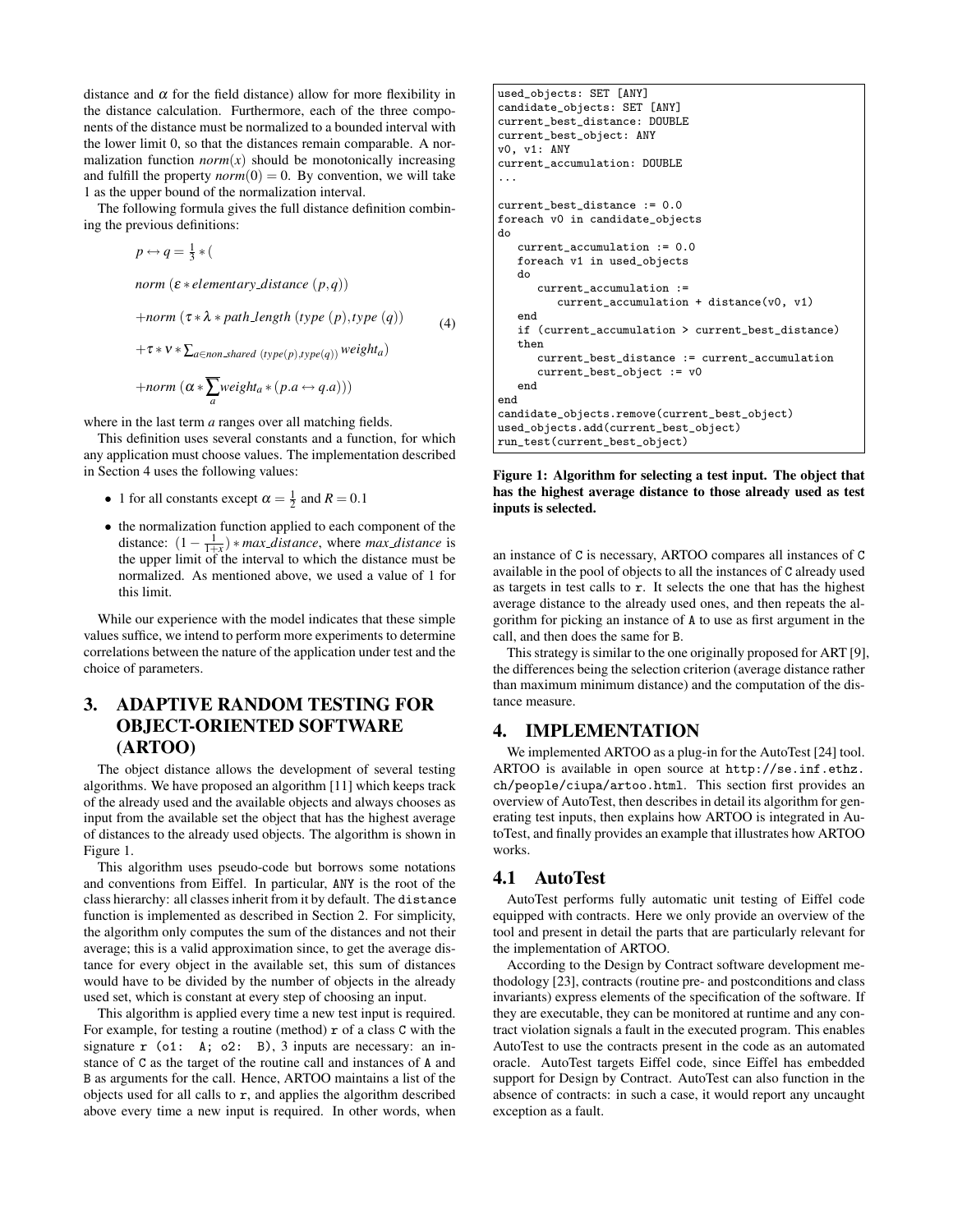distance and $\alpha$ for the field distance) allow for more flexibility in the distance calculation. Furthermore, each of the three components of the distance must be normalized to a bounded interval with the lower limit 0, so that the distances remain comparable. A normalization function $norm(x)$ should be monotonically increasing and fulfill the property $norm(0) = 0$. By convention, we will take 1 as the upper bound of the normalization interval.

The following formula gives the full distance definition combining the previous definitions:

$$
\begin{aligned}
p \leftrightarrow q = \tfrac{1}{3} * (& \\
& norm\ (\varepsilon * elementary\_distance\ (p,q)) \\
& + norm\ (\tau * \lambda * path\_length\ (type\ (p), type\ (q)) \\
& + \tau * \nu * \textstyle\sum_{a \in non\_shared\ (type(p), type(q))} weight_a) \\
& + norm\ (\alpha * \sum_a weight_a * (p.a \leftrightarrow q.a)))
\end{aligned}
\tag{4}
$$

where in the last term $a$ ranges over all matching fields.

This definition uses several constants and a function, for which any application must choose values. The implementation described in Section 4 uses the following values:

- 1 for all constants except $\alpha = \frac{1}{2}$ and $R = 0.1$
- the normalization function applied to each component of the distance: $(1 - \frac{1}{1+x}) * max\_distance$, where $max\_distance$ is the upper limit of the interval to which the distance must be normalized. As mentioned above, we used a value of 1 for this limit.

While our experience with the model indicates that these simple values suffice, we intend to perform more experiments to determine correlations between the nature of the application under test and the choice of parameters.

# 3. ADAPTIVE RANDOM TESTING FOR OBJECT-ORIENTED SOFTWARE (ARTOO)

The object distance allows the development of several testing algorithms. We have proposed an algorithm [11] which keeps track of the already used and the available objects and always chooses as input from the available set the object that has the highest average of distances to the already used objects. The algorithm is shown in Figure 1.

```
used_objects: SET [ANY]
candidate_objects: SET [ANY]
current_best_distance: DOUBLE
current_best_object: ANY
v0, v1: ANY
current_accumulation: DOUBLE
...

current_best_distance := 0.0
foreach v0 in candidate_objects
do
   current_accumulation := 0.0
   foreach v1 in used_objects
   do
      current_accumulation :=
         current_accumulation + distance(v0, v1)
   end
   if (current_accumulation > current_best_distance)
   then
      current_best_distance := current_accumulation
      current_best_object := v0
   end
end
candidate_objects.remove(current_best_object)
used_objects.add(current_best_object)
run_test(current_best_object)
```

**Figure 1: Algorithm for selecting a test input. The object that has the highest average distance to those already used as test inputs is selected.**

This algorithm uses pseudo-code but borrows some notations and conventions from Eiffel. In particular, ANY is the root of the class hierarchy: all classes inherit from it by default. The distance function is implemented as described in Section 2. For simplicity, the algorithm only computes the sum of the distances and not their average; this is a valid approximation since, to get the average distance for every object in the available set, this sum of distances would have to be divided by the number of objects in the already used set, which is constant at every step of choosing an input.

This algorithm is applied every time a new test input is required. For example, for testing a routine (method) r of a class C with the signature r (o1: A; o2: B), 3 inputs are necessary: an instance of C as the target of the routine call and instances of A and B as arguments for the call. Hence, ARTOO maintains a list of the objects used for all calls to r, and applies the algorithm described above every time a new input is required. In other words, when an instance of C is necessary, ARTOO compares all instances of C available in the pool of objects to all the instances of C already used as targets in test calls to r. It selects the one that has the highest average distance to the already used ones, and then repeats the algorithm for picking an instance of A to use as first argument in the call, and then does the same for B.

This strategy is similar to the one originally proposed for ART [9], the differences being the selection criterion (average distance rather than maximum minimum distance) and the computation of the distance measure.

# 4. IMPLEMENTATION

We implemented ARTOO as a plug-in for the AutoTest [24] tool. ARTOO is available in open source at http://se.inf.ethz.ch/people/ciupa/artoo.html. This section first provides an overview of AutoTest, then describes in detail its algorithm for generating test inputs, then explains how ARTOO is integrated in AutoTest, and finally provides an example that illustrates how ARTOO works.

## 4.1 AutoTest

AutoTest performs fully automatic unit testing of Eiffel code equipped with contracts. Here we only provide an overview of the tool and present in detail the parts that are particularly relevant for the implementation of ARTOO.

According to the Design by Contract software development methodology [23], contracts (routine pre- and postconditions and class invariants) express elements of the specification of the software. If they are executable, they can be monitored at runtime and any contract violation signals a fault in the executed program. This enables AutoTest to use the contracts present in the code as an automated oracle. AutoTest targets Eiffel code, since Eiffel has embedded support for Design by Contract. AutoTest can also function in the absence of contracts: in such a case, it would report any uncaught exception as a fault.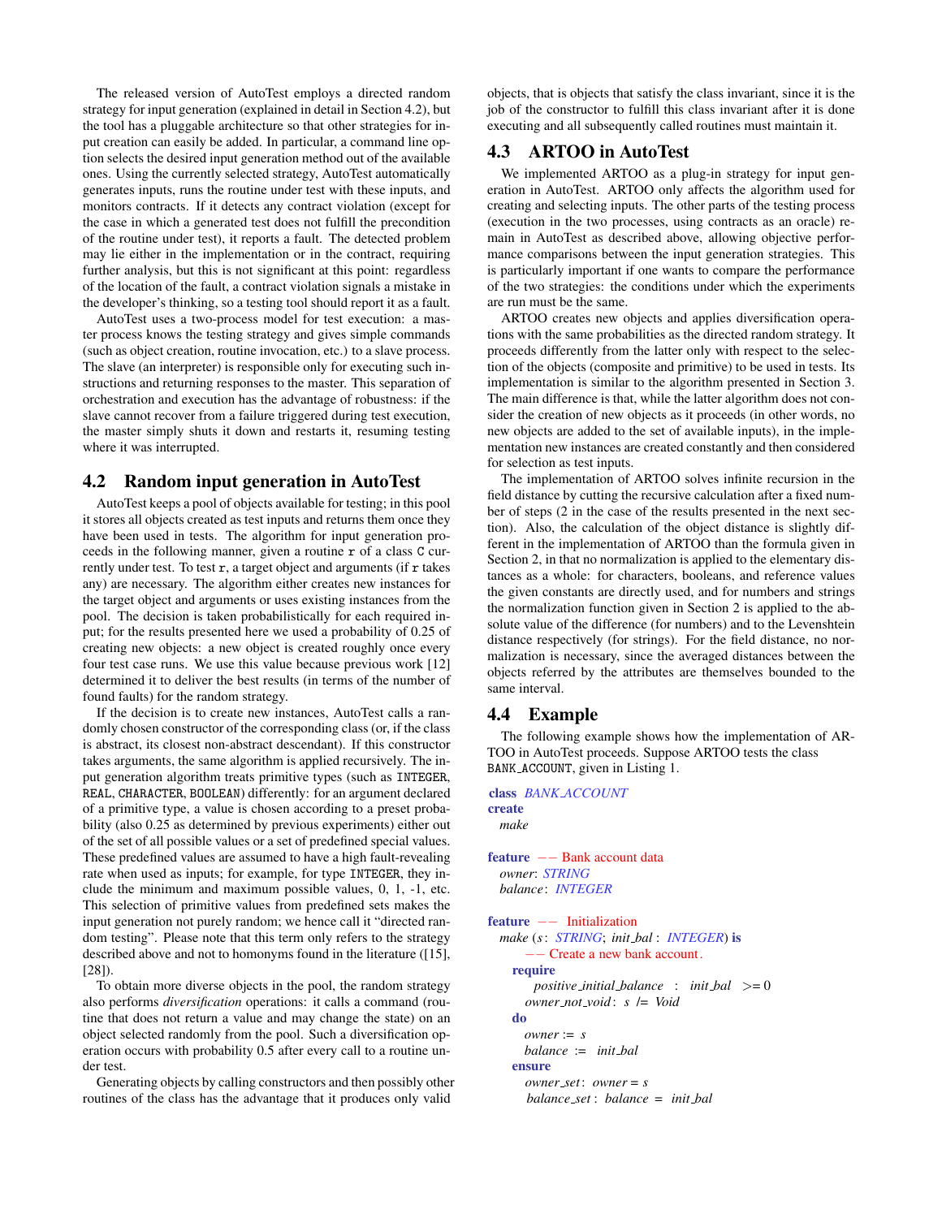The released version of AutoTest employs a directed random strategy for input generation (explained in detail in Section 4.2), but the tool has a pluggable architecture so that other strategies for input creation can easily be added. In particular, a command line option selects the desired input generation method out of the available ones. Using the currently selected strategy, AutoTest automatically generates inputs, runs the routine under test with these inputs, and monitors contracts. If it detects any contract violation (except for the case in which a generated test does not fulfill the precondition of the routine under test), it reports a fault. The detected problem may lie either in the implementation or in the contract, requiring further analysis, but this is not significant at this point: regardless of the location of the fault, a contract violation signals a mistake in the developer's thinking, so a testing tool should report it as a fault.

AutoTest uses a two-process model for test execution: a master process knows the testing strategy and gives simple commands (such as object creation, routine invocation, etc.) to a slave process. The slave (an interpreter) is responsible only for executing such instructions and returning responses to the master. This separation of orchestration and execution has the advantage of robustness: if the slave cannot recover from a failure triggered during test execution, the master simply shuts it down and restarts it, resuming testing where it was interrupted.

## 4.2 Random input generation in AutoTest

AutoTest keeps a pool of objects available for testing; in this pool it stores all objects created as test inputs and returns them once they have been used in tests. The algorithm for input generation proceeds in the following manner, given a routine `r` of a class `C` currently under test. To test `r`, a target object and arguments (if `r` takes any) are necessary. The algorithm either creates new instances for the target object and arguments or uses existing instances from the pool. The decision is taken probabilistically for each required input; for the results presented here we used a probability of 0.25 of creating new objects: a new object is created roughly once every four test case runs. We use this value because previous work [12] determined it to deliver the best results (in terms of the number of found faults) for the random strategy.

If the decision is to create new instances, AutoTest calls a randomly chosen constructor of the corresponding class (or, if the class is abstract, its closest non-abstract descendant). If this constructor takes arguments, the same algorithm is applied recursively. The input generation algorithm treats primitive types (such as `INTEGER`, `REAL`, `CHARACTER`, `BOOLEAN`) differently: for an argument declared of a primitive type, a value is chosen according to a preset probability (also 0.25 as determined by previous experiments) either out of the set of all possible values or a set of predefined special values. These predefined values are assumed to have a high fault-revealing rate when used as inputs; for example, for type `INTEGER`, they include the minimum and maximum possible values, 0, 1, -1, etc. This selection of primitive values from predefined sets makes the input generation not purely random; we hence call it "directed random testing". Please note that this term only refers to the strategy described above and not to homonyms found in the literature ([15], [28]).

To obtain more diverse objects in the pool, the random strategy also performs *diversification* operations: it calls a command (routine that does not return a value and may change the state) on an object selected randomly from the pool. Such a diversification operation occurs with probability 0.5 after every call to a routine under test.

Generating objects by calling constructors and then possibly other routines of the class has the advantage that it produces only valid objects, that is objects that satisfy the class invariant, since it is the job of the constructor to fulfill this class invariant after it is done executing and all subsequently called routines must maintain it.

## 4.3 ARTOO in AutoTest

We implemented ARTOO as a plug-in strategy for input generation in AutoTest. ARTOO only affects the algorithm used for creating and selecting inputs. The other parts of the testing process (execution in the two processes, using contracts as an oracle) remain in AutoTest as described above, allowing objective performance comparisons between the input generation strategies. This is particularly important if one wants to compare the performance of the two strategies: the conditions under which the experiments are run must be the same.

ARTOO creates new objects and applies diversification operations with the same probabilities as the directed random strategy. It proceeds differently from the latter only with respect to the selection of the objects (composite and primitive) to be used in tests. Its implementation is similar to the algorithm presented in Section 3. The main difference is that, while the latter algorithm does not consider the creation of new objects as it proceeds (in other words, no new objects are added to the set of available inputs), in the implementation new instances are created constantly and then considered for selection as test inputs.

The implementation of ARTOO solves infinite recursion in the field distance by cutting the recursive calculation after a fixed number of steps (2 in the case of the results presented in the next section). Also, the calculation of the object distance is slightly different in the implementation of ARTOO than the formula given in Section 2, in that no normalization is applied to the elementary distances as a whole: for characters, booleans, and reference values the given constants are directly used, and for numbers and strings the normalization function given in Section 2 is applied to the absolute value of the difference (for numbers) and to the Levenshtein distance respectively (for strings). For the field distance, no normalization is necessary, since the averaged distances between the objects referred by the attributes are themselves bounded to the same interval.

## 4.4 Example

The following example shows how the implementation of ARTOO in AutoTest proceeds. Suppose ARTOO tests the class `BANK_ACCOUNT`, given in Listing 1.

```
class BANK_ACCOUNT
create
  make

feature -- Bank account data
  owner: STRING
  balance: INTEGER

feature -- Initialization
  make (s: STRING; init_bal : INTEGER) is
      -- Create a new bank account.
    require
        positive_initial_balance : init_bal >= 0
      owner_not_void: s /= Void
    do
      owner := s
      balance := init_bal
    ensure
      owner_set: owner = s
      balance_set : balance = init_bal
```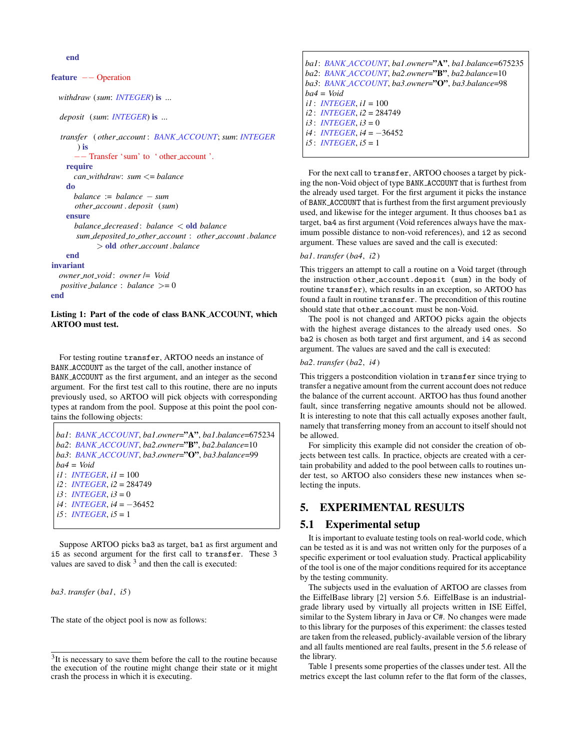```
    end

feature -- Operation

  withdraw (sum: INTEGER) is ...

  deposit (sum: INTEGER) is ...

  transfer (other_account: BANK_ACCOUNT; sum: INTEGER
      ) is
      -- Transfer 'sum' to 'other_account'.
    require
      can_withdraw: sum <= balance
    do
      balance := balance - sum
      other_account.deposit (sum)
    ensure
      balance_decreased: balance < old balance
      sum_deposited_to_other_account: other_account.balance
          > old other_account.balance
    end
invariant
  owner_not_void: owner /= Void
  positive_balance: balance >= 0
end
```

**Listing 1: Part of the code of class BANK_ACCOUNT, which ARTOO must test.**

For testing routine `transfer`, ARTOO needs an instance of `BANK_ACCOUNT` as the target of the call, another instance of `BANK_ACCOUNT` as the first argument, and an integer as the second argument. For the first test call to this routine, there are no inputs previously used, so ARTOO will pick objects with corresponding types at random from the pool. Suppose at this point the pool contains the following objects:

```
ba1: BANK_ACCOUNT, ba1.owner="A", ba1.balance=675234
ba2: BANK_ACCOUNT, ba2.owner="B", ba2.balance=10
ba3: BANK_ACCOUNT, ba3.owner="O", ba3.balance=99
ba4 = Void
i1: INTEGER, i1 = 100
i2: INTEGER, i2 = 284749
i3: INTEGER, i3 = 0
i4: INTEGER, i4 = −36452
i5: INTEGER, i5 = 1
```

Suppose ARTOO picks `ba3` as target, `ba1` as first argument and `i5` as second argument for the first call to `transfer`. These 3 values are saved to disk [3] and then the call is executed:

*ba3.transfer (ba1, i5)*

The state of the object pool is now as follows:

```
ba1: BANK_ACCOUNT, ba1.owner="A", ba1.balance=675235
ba2: BANK_ACCOUNT, ba2.owner="B", ba2.balance=10
ba3: BANK_ACCOUNT, ba3.owner="O", ba3.balance=98
ba4 = Void
i1: INTEGER, i1 = 100
i2: INTEGER, i2 = 284749
i3: INTEGER, i3 = 0
i4: INTEGER, i4 = −36452
i5: INTEGER, i5 = 1
```

For the next call to `transfer`, ARTOO chooses a target by picking the non-Void object of type `BANK_ACCOUNT` that is furthest from the already used target. For the first argument it picks the instance of `BANK_ACCOUNT` that is furthest from the first argument previously used, and likewise for the integer argument. It thus chooses `ba1` as target, `ba4` as first argument (Void references always have the maximum possible distance to non-void references), and `i2` as second argument. These values are saved and the call is executed:

*ba1.transfer (ba4, i2)*

This triggers an attempt to call a routine on a Void target (through the instruction `other_account.deposit (sum)` in the body of routine `transfer`), which results in an exception, so ARTOO has found a fault in routine `transfer`. The precondition of this routine should state that `other_account` must be non-Void.

The pool is not changed and ARTOO picks again the objects with the highest average distances to the already used ones. So `ba2` is chosen as both target and first argument, and `i4` as second argument. The values are saved and the call is executed:

*ba2.transfer (ba2, i4)*

This triggers a postcondition violation in `transfer` since trying to transfer a negative amount from the current account does not reduce the balance of the current account. ARTOO has thus found another fault, since transferring negative amounts should not be allowed. It is interesting to note that this call actually exposes another fault, namely that transferring money from an account to itself should not be allowed.

For simplicity this example did not consider the creation of objects between test calls. In practice, objects are created with a certain probability and added to the pool between calls to routines under test, so ARTOO also considers these new instances when selecting the inputs.

## 5. EXPERIMENTAL RESULTS

### 5.1 Experimental setup

It is important to evaluate testing tools on real-world code, which can be tested as it is and was not written only for the purposes of a specific experiment or tool evaluation study. Practical applicability of the tool is one of the major conditions required for its acceptance by the testing community.

The subjects used in the evaluation of ARTOO are classes from the EiffelBase library [2] version 5.6. EiffelBase is an industrial-grade library used by virtually all projects written in ISE Eiffel, similar to the System library in Java or C#. No changes were made to this library for the purposes of this experiment: the classes tested are taken from the released, publicly-available version of the library and all faults mentioned are real faults, present in the 5.6 release of the library.

Table 1 presents some properties of the classes under test. All the metrics except the last column refer to the flat form of the classes,

[3] It is necessary to save them before the call to the routine because the execution of the routine might change their state or it might crash the process in which it is executing.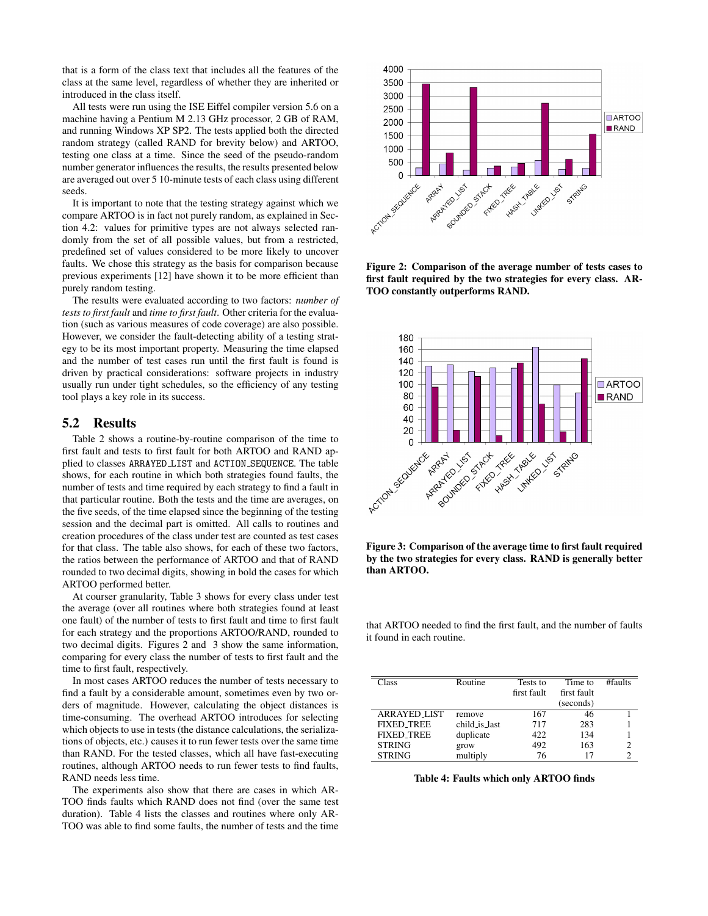that is a form of the class text that includes all the features of the class at the same level, regardless of whether they are inherited or introduced in the class itself.

All tests were run using the ISE Eiffel compiler version 5.6 on a machine having a Pentium M 2.13 GHz processor, 2 GB of RAM, and running Windows XP SP2. The tests applied both the directed random strategy (called RAND for brevity below) and ARTOO, testing one class at a time. Since the seed of the pseudo-random number generator influences the results, the results presented below are averaged out over 5 10-minute tests of each class using different seeds.

It is important to note that the testing strategy against which we compare ARTOO is in fact not purely random, as explained in Section 4.2: values for primitive types are not always selected randomly from the set of all possible values, but from a restricted, predefined set of values considered to be more likely to uncover faults. We chose this strategy as the basis for comparison because previous experiments [12] have shown it to be more efficient than purely random testing.

The results were evaluated according to two factors: *number of tests to first fault* and *time to first fault*. Other criteria for the evaluation (such as various measures of code coverage) are also possible. However, we consider the fault-detecting ability of a testing strategy to be its most important property. Measuring the time elapsed and the number of test cases run until the first fault is found is driven by practical considerations: software projects in industry usually run under tight schedules, so the efficiency of any testing tool plays a key role in its success.

## 5.2 Results

Table 2 shows a routine-by-routine comparison of the time to first fault and tests to first fault for both ARTOO and RAND applied to classes ARRAYED_LIST and ACTION_SEQUENCE. The table shows, for each routine in which both strategies found faults, the number of tests and time required by each strategy to find a fault in that particular routine. Both the tests and the time are averages, on the five seeds, of the time elapsed since the beginning of the testing session and the decimal part is omitted. All calls to routines and creation procedures of the class under test are counted as test cases for that class. The table also shows, for each of these two factors, the ratios between the performance of ARTOO and that of RAND rounded to two decimal digits, showing in bold the cases for which ARTOO performed better.

At courser granularity, Table 3 shows for every class under test the average (over all routines where both strategies found at least one fault) of the number of tests to first fault and time to first fault for each strategy and the proportions ARTOO/RAND, rounded to two decimal digits. Figures 2 and 3 show the same information, comparing for every class the number of tests to first fault and the time to first fault, respectively.

In most cases ARTOO reduces the number of tests necessary to find a fault by a considerable amount, sometimes even by two orders of magnitude. However, calculating the object distances is time-consuming. The overhead ARTOO introduces for selecting which objects to use in tests (the distance calculations, the serializations of objects, etc.) causes it to run fewer tests over the same time than RAND. For the tested classes, which all have fast-executing routines, although ARTOO needs to run fewer tests to find faults, RAND needs less time.

The experiments also show that there are cases in which ARTOO finds faults which RAND does not find (over the same test duration). Table 4 lists the classes and routines where only ARTOO was able to find some faults, the number of tests and the time that ARTOO needed to find the first fault, and the number of faults it found in each routine.

**Figure 2: Comparison of the average number of tests cases to first fault required by the two strategies for every class. ARTOO constantly outperforms RAND.**

**Figure 3: Comparison of the average time to first fault required by the two strategies for every class. RAND is generally better than ARTOO.**

| Class | Routine | Tests to first fault | Time to first fault (seconds) | #faults |
|---|---|---|---|---|
| ARRAYED_LIST | remove | 167 | 46 | 1 |
| FIXED_TREE | child_is_last | 717 | 283 | 1 |
| FIXED_TREE | duplicate | 422 | 134 | 1 |
| STRING | grow | 492 | 163 | 2 |
| STRING | multiply | 76 | 17 | 2 |

**Table 4: Faults which only ARTOO finds**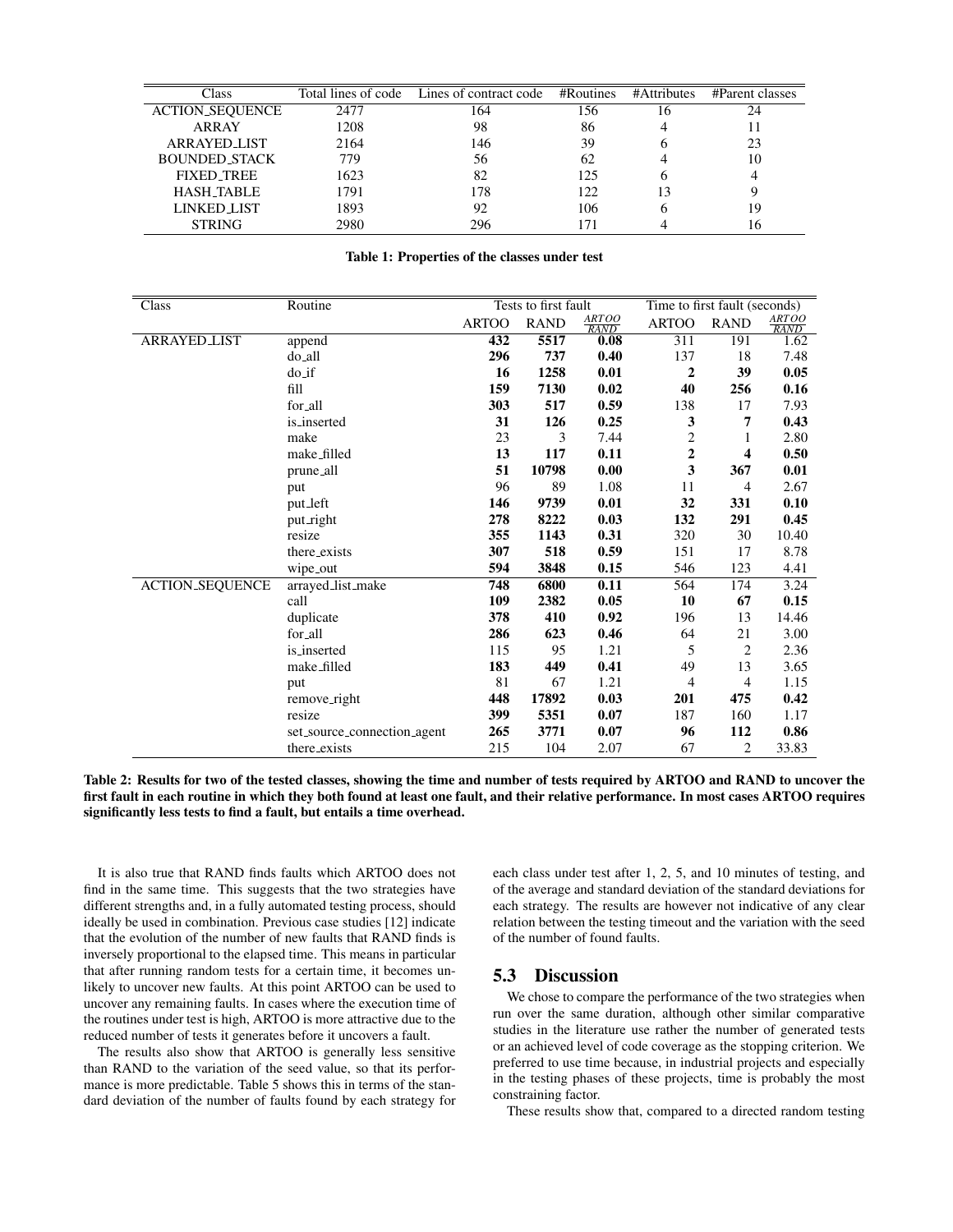| Class | Total lines of code | Lines of contract code | #Routines | #Attributes | #Parent classes |
|---|---|---|---|---|---|
| ACTION_SEQUENCE | 2477 | 164 | 156 | 16 | 24 |
| ARRAY | 1208 | 98 | 86 | 4 | 11 |
| ARRAYED_LIST | 2164 | 146 | 39 | 6 | 23 |
| BOUNDED_STACK | 779 | 56 | 62 | 4 | 10 |
| FIXED_TREE | 1623 | 82 | 125 | 6 | 4 |
| HASH_TABLE | 1791 | 178 | 122 | 13 | 9 |
| LINKED_LIST | 1893 | 92 | 106 | 6 | 19 |
| STRING | 2980 | 296 | 171 | 4 | 16 |

**Table 1: Properties of the classes under test**

| Class | Routine | Tests to first fault | | | Time to first fault (seconds) | | |
|---|---|---|---|---|---|---|---|
| | | ARTOO | RAND | $\frac{ARTOO}{RAND}$ | ARTOO | RAND | $\frac{ARTOO}{RAND}$ |
| ARRAYED_LIST | append | **432** | **5517** | **0.08** | 311 | 191 | 1.62 |
| | do_all | **296** | **737** | **0.40** | 137 | 18 | 7.48 |
| | do_if | **16** | **1258** | **0.01** | **2** | **39** | **0.05** |
| | fill | **159** | **7130** | **0.02** | **40** | **256** | **0.16** |
| | for_all | **303** | **517** | **0.59** | 138 | 17 | 7.93 |
| | is_inserted | **31** | **126** | **0.25** | **3** | **7** | **0.43** |
| | make | 23 | 3 | 7.44 | 2 | 1 | 2.80 |
| | make_filled | **13** | **117** | **0.11** | **2** | **4** | **0.50** |
| | prune_all | **51** | **10798** | **0.00** | **3** | **367** | **0.01** |
| | put | 96 | 89 | 1.08 | 11 | 4 | 2.67 |
| | put_left | **146** | **9739** | **0.01** | **32** | **331** | **0.10** |
| | put_right | **278** | **8222** | **0.03** | **132** | **291** | **0.45** |
| | resize | **355** | **1143** | **0.31** | 320 | 30 | 10.40 |
| | there_exists | **307** | **518** | **0.59** | 151 | 17 | 8.78 |
| | wipe_out | **594** | **3848** | **0.15** | 546 | 123 | 4.41 |
| ACTION_SEQUENCE | arrayed_list_make | **748** | **6800** | **0.11** | 564 | 174 | 3.24 |
| | call | **109** | **2382** | **0.05** | **10** | **67** | **0.15** |
| | duplicate | **378** | **410** | **0.92** | 196 | 13 | 14.46 |
| | for_all | **286** | **623** | **0.46** | 64 | 21 | 3.00 |
| | is_inserted | 115 | 95 | 1.21 | 5 | 2 | 2.36 |
| | make_filled | **183** | **449** | **0.41** | 49 | 13 | 3.65 |
| | put | 81 | 67 | 1.21 | 4 | 4 | 1.15 |
| | remove_right | **448** | **17892** | **0.03** | **201** | **475** | **0.42** |
| | resize | **399** | **5351** | **0.07** | 187 | 160 | 1.17 |
| | set_source_connection_agent | **265** | **3771** | **0.07** | **96** | **112** | **0.86** |
| | there_exists | 215 | 104 | 2.07 | 67 | 2 | 33.83 |

**Table 2: Results for two of the tested classes, showing the time and number of tests required by ARTOO and RAND to uncover the first fault in each routine in which they both found at least one fault, and their relative performance. In most cases ARTOO requires significantly less tests to find a fault, but entails a time overhead.**

It is also true that RAND finds faults which ARTOO does not find in the same time. This suggests that the two strategies have different strengths and, in a fully automated testing process, should ideally be used in combination. Previous case studies [12] indicate that the evolution of the number of new faults that RAND finds is inversely proportional to the elapsed time. This means in particular that after running random tests for a certain time, it becomes unlikely to uncover new faults. At this point ARTOO can be used to uncover any remaining faults. In cases where the execution time of the routines under test is high, ARTOO is more attractive due to the reduced number of tests it generates before it uncovers a fault.

The results also show that ARTOO is generally less sensitive than RAND to the variation of the seed value, so that its performance is more predictable. Table 5 shows this in terms of the standard deviation of the number of faults found by each strategy for each class under test after 1, 2, 5, and 10 minutes of testing, and of the average and standard deviation of the standard deviations for each strategy. The results are however not indicative of any clear relation between the testing timeout and the variation with the seed of the number of found faults.

## 5.3 Discussion

We chose to compare the performance of the two strategies when run over the same duration, although other similar comparative studies in the literature use rather the number of generated tests or an achieved level of code coverage as the stopping criterion. We preferred to use time because, in industrial projects and especially in the testing phases of these projects, time is probably the most constraining factor.

These results show that, compared to a directed random testing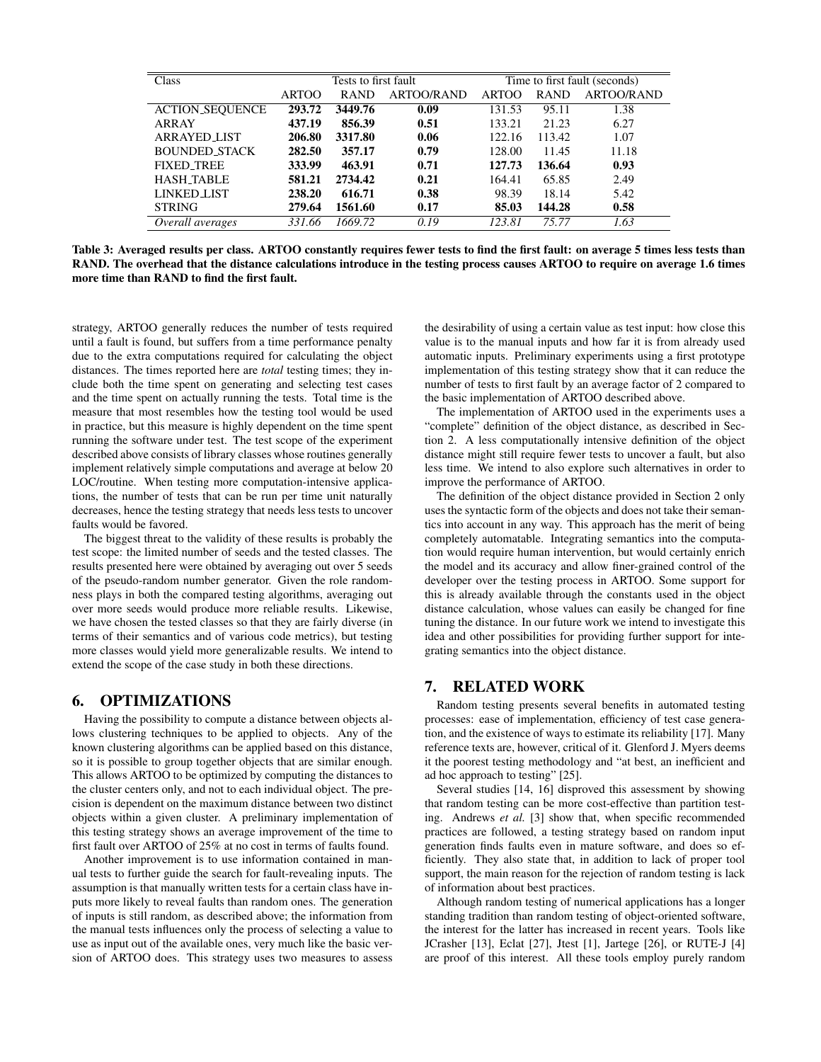| Class | Tests to first fault | | | Time to first fault (seconds) | | |
|---|---|---|---|---|---|---|
| | ARTOO | RAND | ARTOO/RAND | ARTOO | RAND | ARTOO/RAND |
| ACTION_SEQUENCE | **293.72** | **3449.76** | **0.09** | 131.53 | 95.11 | 1.38 |
| ARRAY | **437.19** | **856.39** | **0.51** | 133.21 | 21.23 | 6.27 |
| ARRAYED_LIST | **206.80** | **3317.80** | **0.06** | 122.16 | 113.42 | 1.07 |
| BOUNDED_STACK | **282.50** | **357.17** | **0.79** | 128.00 | 11.45 | 11.18 |
| FIXED_TREE | **333.99** | **463.91** | **0.71** | **127.73** | **136.64** | **0.93** |
| HASH_TABLE | **581.21** | **2734.42** | **0.21** | 164.41 | 65.85 | 2.49 |
| LINKED_LIST | **238.20** | **616.71** | **0.38** | 98.39 | 18.14 | 5.42 |
| STRING | **279.64** | **1561.60** | **0.17** | **85.03** | **144.28** | **0.58** |
| *Overall averages* | *331.66* | *1669.72* | *0.19* | *123.81* | *75.77* | *1.63* |

**Table 3: Averaged results per class. ARTOO constantly requires fewer tests to find the first fault: on average 5 times less tests than RAND. The overhead that the distance calculations introduce in the testing process causes ARTOO to require on average 1.6 times more time than RAND to find the first fault.**

strategy, ARTOO generally reduces the number of tests required until a fault is found, but suffers from a time performance penalty due to the extra computations required for calculating the object distances. The times reported here are *total* testing times; they include both the time spent on generating and selecting test cases and the time spent on actually running the tests. Total time is the measure that most resembles how the testing tool would be used in practice, but this measure is highly dependent on the time spent running the software under test. The test scope of the experiment described above consists of library classes whose routines generally implement relatively simple computations and average at below 20 LOC/routine. When testing more computation-intensive applications, the number of tests that can be run per time unit naturally decreases, hence the testing strategy that needs less tests to uncover faults would be favored.

The biggest threat to the validity of these results is probably the test scope: the limited number of seeds and the tested classes. The results presented here were obtained by averaging out over 5 seeds of the pseudo-random number generator. Given the role randomness plays in both the compared testing algorithms, averaging out over more seeds would produce more reliable results. Likewise, we have chosen the tested classes so that they are fairly diverse (in terms of their semantics and of various code metrics), but testing more classes would yield more generalizable results. We intend to extend the scope of the case study in both these directions.

## 6. OPTIMIZATIONS

Having the possibility to compute a distance between objects allows clustering techniques to be applied to objects. Any of the known clustering algorithms can be applied based on this distance, so it is possible to group together objects that are similar enough. This allows ARTOO to be optimized by computing the distances to the cluster centers only, and not to each individual object. The precision is dependent on the maximum distance between two distinct objects within a given cluster. A preliminary implementation of this testing strategy shows an average improvement of the time to first fault over ARTOO of 25% at no cost in terms of faults found.

Another improvement is to use information contained in manual tests to further guide the search for fault-revealing inputs. The assumption is that manually written tests for a certain class have inputs more likely to reveal faults than random ones. The generation of inputs is still random, as described above; the information from the manual tests influences only the process of selecting a value to use as input out of the available ones, very much like the basic version of ARTOO does. This strategy uses two measures to assess the desirability of using a certain value as test input: how close this value is to the manual inputs and how far it is from already used automatic inputs. Preliminary experiments using a first prototype implementation of this testing strategy show that it can reduce the number of tests to first fault by an average factor of 2 compared to the basic implementation of ARTOO described above.

The implementation of ARTOO used in the experiments uses a "complete" definition of the object distance, as described in Section 2. A less computationally intensive definition of the object distance might still require fewer tests to uncover a fault, but also less time. We intend to also explore such alternatives in order to improve the performance of ARTOO.

The definition of the object distance provided in Section 2 only uses the syntactic form of the objects and does not take their semantics into account in any way. This approach has the merit of being completely automatable. Integrating semantics into the computation would require human intervention, but would certainly enrich the model and its accuracy and allow finer-grained control of the developer over the testing process in ARTOO. Some support for this is already available through the constants used in the object distance calculation, whose values can easily be changed for fine tuning the distance. In our future work we intend to investigate this idea and other possibilities for providing further support for integrating semantics into the object distance.

## 7. RELATED WORK

Random testing presents several benefits in automated testing processes: ease of implementation, efficiency of test case generation, and the existence of ways to estimate its reliability [17]. Many reference texts are, however, critical of it. Glenford J. Myers deems it the poorest testing methodology and "at best, an inefficient and ad hoc approach to testing" [25].

Several studies [14, 16] disproved this assessment by showing that random testing can be more cost-effective than partition testing. Andrews *et al.* [3] show that, when specific recommended practices are followed, a testing strategy based on random input generation finds faults even in mature software, and does so efficiently. They also state that, in addition to lack of proper tool support, the main reason for the rejection of random testing is lack of information about best practices.

Although random testing of numerical applications has a longer standing tradition than random testing of object-oriented software, the interest for the latter has increased in recent years. Tools like JCrasher [13], Eclat [27], Jtest [1], Jartege [26], or RUTE-J [4] are proof of this interest. All these tools employ purely random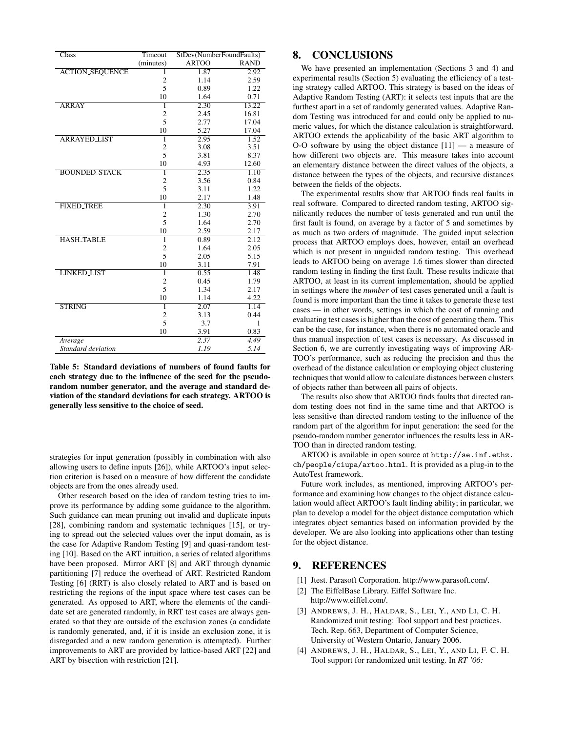| Class | Timeout | StDev(NumberFoundFaults) | |
|---|---|---|---|
| | (minutes) | ARTOO | RAND |
| ACTION_SEQUENCE | 1 | 1.87 | 2.92 |
| | 2 | 1.14 | 2.59 |
| | 5 | 0.89 | 1.22 |
| | 10 | 1.64 | 0.71 |
| ARRAY | 1 | 2.30 | 13.22 |
| | 2 | 2.45 | 16.81 |
| | 5 | 2.77 | 17.04 |
| | 10 | 5.27 | 17.04 |
| ARRAYED_LIST | 1 | 2.95 | 1.52 |
| | 2 | 3.08 | 3.51 |
| | 5 | 3.81 | 8.37 |
| | 10 | 4.93 | 12.60 |
| BOUNDED_STACK | 1 | 2.35 | 1.10 |
| | 2 | 3.56 | 0.84 |
| | 5 | 3.11 | 1.22 |
| | 10 | 2.17 | 1.48 |
| FIXED_TREE | 1 | 2.30 | 3.91 |
| | 2 | 1.30 | 2.70 |
| | 5 | 1.64 | 2.70 |
| | 10 | 2.59 | 2.17 |
| HASH_TABLE | 1 | 0.89 | 2.12 |
| | 2 | 1.64 | 2.05 |
| | 5 | 2.05 | 5.15 |
| | 10 | 3.11 | 7.91 |
| LINKED_LIST | 1 | 0.55 | 1.48 |
| | 2 | 0.45 | 1.79 |
| | 5 | 1.34 | 2.17 |
| | 10 | 1.14 | 4.22 |
| STRING | 1 | 2.07 | 1.14 |
| | 2 | 3.13 | 0.44 |
| | 5 | 3.7 | 1 |
| | 10 | 3.91 | 0.83 |
| *Average* | | *2.37* | *4.49* |
| *Standard deviation* | | *1.19* | *5.14* |

**Table 5: Standard deviations of numbers of found faults for each strategy due to the influence of the seed for the pseudo-random number generator, and the average and standard deviation of the standard deviations for each strategy. ARTOO is generally less sensitive to the choice of seed.**

strategies for input generation (possibly in combination with also allowing users to define inputs [26]), while ARTOO's input selection criterion is based on a measure of how different the candidate objects are from the ones already used.

Other research based on the idea of random testing tries to improve its performance by adding some guidance to the algorithm. Such guidance can mean pruning out invalid and duplicate inputs [28], combining random and systematic techniques [15], or trying to spread out the selected values over the input domain, as is the case for Adaptive Random Testing [9] and quasi-random testing [10]. Based on the ART intuition, a series of related algorithms have been proposed. Mirror ART [8] and ART through dynamic partitioning [7] reduce the overhead of ART. Restricted Random Testing [6] (RRT) is also closely related to ART and is based on restricting the regions of the input space where test cases can be generated. As opposed to ART, where the elements of the candidate set are generated randomly, in RRT test cases are always generated so that they are outside of the exclusion zones (a candidate is randomly generated, and, if it is inside an exclusion zone, it is disregarded and a new random generation is attempted). Further improvements to ART are provided by lattice-based ART [22] and ART by bisection with restriction [21].

## 8. CONCLUSIONS

We have presented an implementation (Sections 3 and 4) and experimental results (Section 5) evaluating the efficiency of a testing strategy called ARTOO. This strategy is based on the ideas of Adaptive Random Testing (ART): it selects test inputs that are the furthest apart in a set of randomly generated values. Adaptive Random Testing was introduced for and could only be applied to numeric values, for which the distance calculation is straightforward. ARTOO extends the applicability of the basic ART algorithm to O-O software by using the object distance [11] — a measure of how different two objects are. This measure takes into account an elementary distance between the direct values of the objects, a distance between the types of the objects, and recursive distances between the fields of the objects.

The experimental results show that ARTOO finds real faults in real software. Compared to directed random testing, ARTOO significantly reduces the number of tests generated and run until the first fault is found, on average by a factor of 5 and sometimes by as much as two orders of magnitude. The guided input selection process that ARTOO employs does, however, entail an overhead which is not present in unguided random testing. This overhead leads to ARTOO being on average 1.6 times slower than directed random testing in finding the first fault. These results indicate that ARTOO, at least in its current implementation, should be applied in settings where the *number* of test cases generated until a fault is found is more important than the time it takes to generate these test cases — in other words, settings in which the cost of running and evaluating test cases is higher than the cost of generating them. This can be the case, for instance, when there is no automated oracle and thus manual inspection of test cases is necessary. As discussed in Section 6, we are currently investigating ways of improving ARTOO's performance, such as reducing the precision and thus the overhead of the distance calculation or employing object clustering techniques that would allow to calculate distances between clusters of objects rather than between all pairs of objects.

The results also show that ARTOO finds faults that directed random testing does not find in the same time and that ARTOO is less sensitive than directed random testing to the influence of the random part of the algorithm for input generation: the seed for the pseudo-random number generator influences the results less in ARTOO than in directed random testing.

ARTOO is available in open source at `http://se.inf.ethz.ch/people/ciupa/artoo.html`. It is provided as a plug-in to the AutoTest framework.

Future work includes, as mentioned, improving ARTOO's performance and examining how changes to the object distance calculation would affect ARTOO's fault finding ability; in particular, we plan to develop a model for the object distance computation which integrates object semantics based on information provided by the developer. We are also looking into applications other than testing for the object distance.

## 9. REFERENCES

[1] Jtest. Parasoft Corporation. http://www.parasoft.com/.

[2] The EiffelBase Library. Eiffel Software Inc. http://www.eiffel.com/.

[3] ANDREWS, J. H., HALDAR, S., LEI, Y., AND LI, C. H. Randomized unit testing: Tool support and best practices. Tech. Rep. 663, Department of Computer Science, University of Western Ontario, January 2006.

[4] ANDREWS, J. H., HALDAR, S., LEI, Y., AND LI, F. C. H. Tool support for randomized unit testing. In *RT '06:*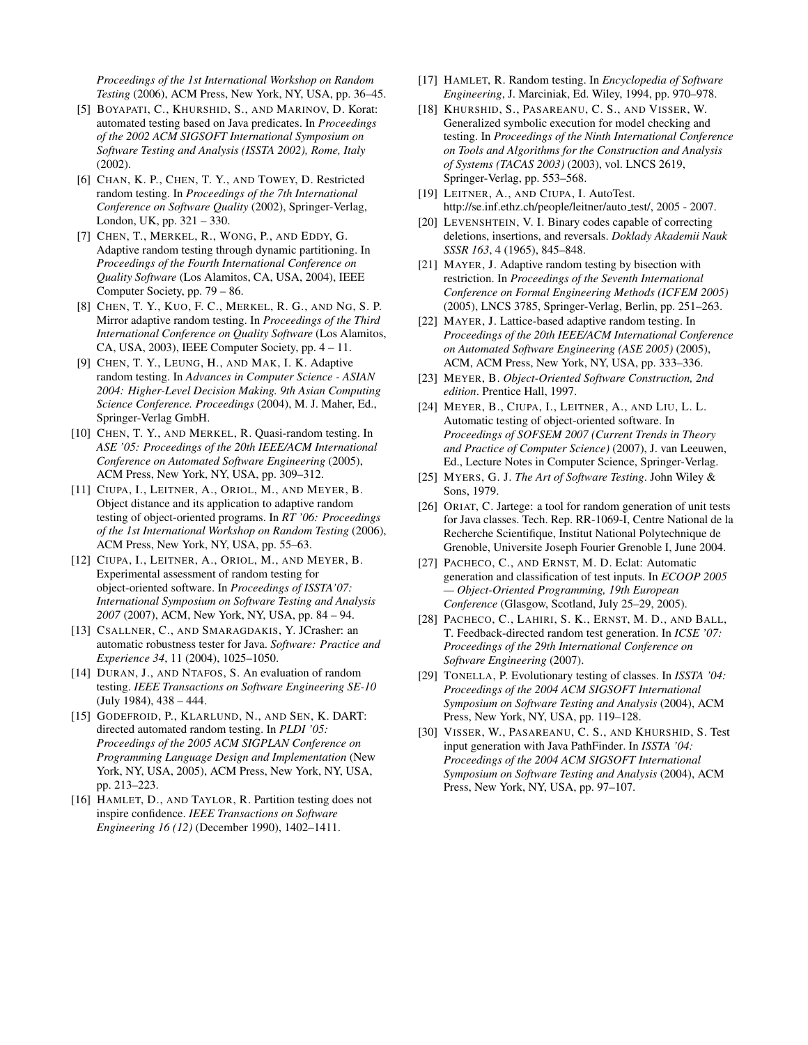*Proceedings of the 1st International Workshop on Random Testing* (2006), ACM Press, New York, NY, USA, pp. 36–45.

[5] BOYAPATI, C., KHURSHID, S., AND MARINOV, D. Korat: automated testing based on Java predicates. In *Proceedings of the 2002 ACM SIGSOFT International Symposium on Software Testing and Analysis (ISSTA 2002), Rome, Italy* (2002).

[6] CHAN, K. P., CHEN, T. Y., AND TOWEY, D. Restricted random testing. In *Proceedings of the 7th International Conference on Software Quality* (2002), Springer-Verlag, London, UK, pp. 321 – 330.

[7] CHEN, T., MERKEL, R., WONG, P., AND EDDY, G. Adaptive random testing through dynamic partitioning. In *Proceedings of the Fourth International Conference on Quality Software* (Los Alamitos, CA, USA, 2004), IEEE Computer Society, pp. 79 – 86.

[8] CHEN, T. Y., KUO, F. C., MERKEL, R. G., AND NG, S. P. Mirror adaptive random testing. In *Proceedings of the Third International Conference on Quality Software* (Los Alamitos, CA, USA, 2003), IEEE Computer Society, pp. 4 – 11.

[9] CHEN, T. Y., LEUNG, H., AND MAK, I. K. Adaptive random testing. In *Advances in Computer Science - ASIAN 2004: Higher-Level Decision Making. 9th Asian Computing Science Conference. Proceedings* (2004), M. J. Maher, Ed., Springer-Verlag GmbH.

[10] CHEN, T. Y., AND MERKEL, R. Quasi-random testing. In *ASE '05: Proceedings of the 20th IEEE/ACM International Conference on Automated Software Engineering* (2005), ACM Press, New York, NY, USA, pp. 309–312.

[11] CIUPA, I., LEITNER, A., ORIOL, M., AND MEYER, B. Object distance and its application to adaptive random testing of object-oriented programs. In *RT '06: Proceedings of the 1st International Workshop on Random Testing* (2006), ACM Press, New York, NY, USA, pp. 55–63.

[12] CIUPA, I., LEITNER, A., ORIOL, M., AND MEYER, B. Experimental assessment of random testing for object-oriented software. In *Proceedings of ISSTA'07: International Symposium on Software Testing and Analysis 2007* (2007), ACM, New York, NY, USA, pp. 84 – 94.

[13] CSALLNER, C., AND SMARAGDAKIS, Y. JCrasher: an automatic robustness tester for Java. *Software: Practice and Experience 34*, 11 (2004), 1025–1050.

[14] DURAN, J., AND NTAFOS, S. An evaluation of random testing. *IEEE Transactions on Software Engineering SE-10* (July 1984), 438 – 444.

[15] GODEFROID, P., KLARLUND, N., AND SEN, K. DART: directed automated random testing. In *PLDI '05: Proceedings of the 2005 ACM SIGPLAN Conference on Programming Language Design and Implementation* (New York, NY, USA, 2005), ACM Press, New York, NY, USA, pp. 213–223.

[16] HAMLET, D., AND TAYLOR, R. Partition testing does not inspire confidence. *IEEE Transactions on Software Engineering 16 (12)* (December 1990), 1402–1411.

[17] HAMLET, R. Random testing. In *Encyclopedia of Software Engineering*, J. Marciniak, Ed. Wiley, 1994, pp. 970–978.

[18] KHURSHID, S., PASAREANU, C. S., AND VISSER, W. Generalized symbolic execution for model checking and testing. In *Proceedings of the Ninth International Conference on Tools and Algorithms for the Construction and Analysis of Systems (TACAS 2003)* (2003), vol. LNCS 2619, Springer-Verlag, pp. 553–568.

[19] LEITNER, A., AND CIUPA, I. AutoTest. http://se.inf.ethz.ch/people/leitner/auto_test/, 2005 - 2007.

[20] LEVENSHTEIN, V. I. Binary codes capable of correcting deletions, insertions, and reversals. *Doklady Akademii Nauk SSSR 163*, 4 (1965), 845–848.

[21] MAYER, J. Adaptive random testing by bisection with restriction. In *Proceedings of the Seventh International Conference on Formal Engineering Methods (ICFEM 2005)* (2005), LNCS 3785, Springer-Verlag, Berlin, pp. 251–263.

[22] MAYER, J. Lattice-based adaptive random testing. In *Proceedings of the 20th IEEE/ACM International Conference on Automated Software Engineering (ASE 2005)* (2005), ACM, ACM Press, New York, NY, USA, pp. 333–336.

[23] MEYER, B. *Object-Oriented Software Construction, 2nd edition*. Prentice Hall, 1997.

[24] MEYER, B., CIUPA, I., LEITNER, A., AND LIU, L. L. Automatic testing of object-oriented software. In *Proceedings of SOFSEM 2007 (Current Trends in Theory and Practice of Computer Science)* (2007), J. van Leeuwen, Ed., Lecture Notes in Computer Science, Springer-Verlag.

[25] MYERS, G. J. *The Art of Software Testing*. John Wiley & Sons, 1979.

[26] ORIAT, C. Jartege: a tool for random generation of unit tests for Java classes. Tech. Rep. RR-1069-I, Centre National de la Recherche Scientifique, Institut National Polytechnique de Grenoble, Universite Joseph Fourier Grenoble I, June 2004.

[27] PACHECO, C., AND ERNST, M. D. Eclat: Automatic generation and classification of test inputs. In *ECOOP 2005 — Object-Oriented Programming, 19th European Conference* (Glasgow, Scotland, July 25–29, 2005).

[28] PACHECO, C., LAHIRI, S. K., ERNST, M. D., AND BALL, T. Feedback-directed random test generation. In *ICSE '07: Proceedings of the 29th International Conference on Software Engineering* (2007).

[29] TONELLA, P. Evolutionary testing of classes. In *ISSTA '04: Proceedings of the 2004 ACM SIGSOFT International Symposium on Software Testing and Analysis* (2004), ACM Press, New York, NY, USA, pp. 119–128.

[30] VISSER, W., PASAREANU, C. S., AND KHURSHID, S. Test input generation with Java PathFinder. In *ISSTA '04: Proceedings of the 2004 ACM SIGSOFT International Symposium on Software Testing and Analysis* (2004), ACM Press, New York, NY, USA, pp. 97–107.